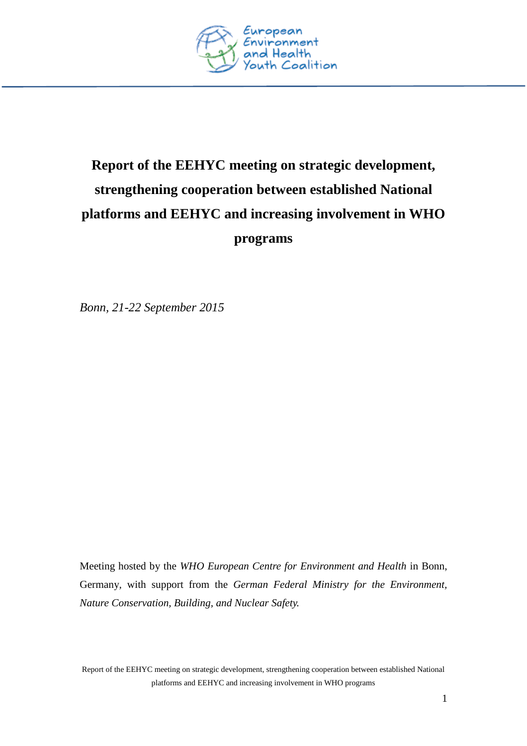European Environment and Health Youth Coalition

# Report of the EEHYC meeting on strategic development, strengthening cooperation between established National platforms and EEHYC and increasing involvement in WHO programs

*Bonn, 21-22 September 2015*

Meeting hosted by the *WHO European Centre for Environment and Health* in Bonn, Germany, with support from the *German Federal Ministry for the Environment, Nature Conservation, Building, and Nuclear Safety.*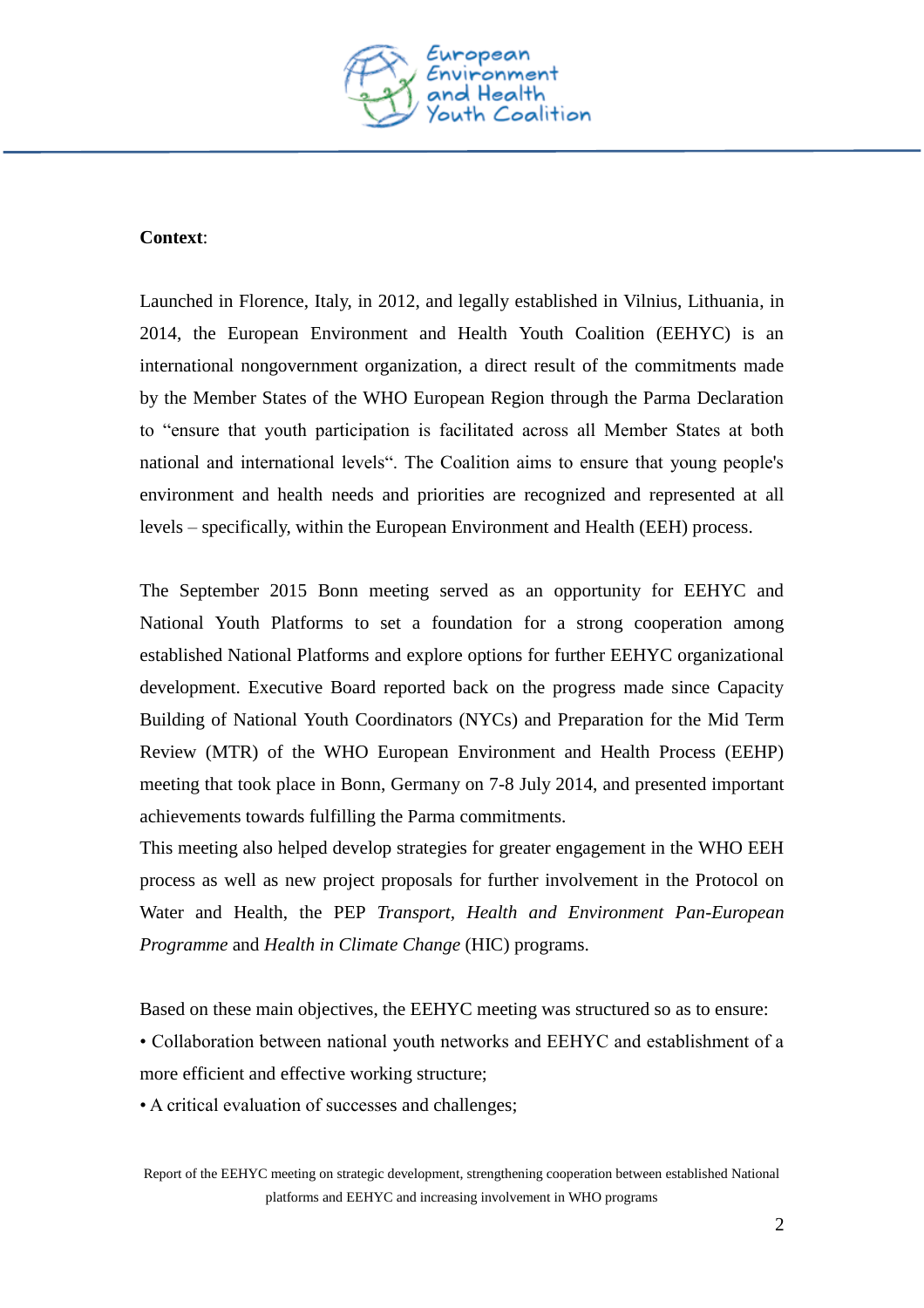**Context**:

Launched in Florence, Italy, in 2012, and legally established in Vilnius, Lithuania, in 2014, the European Environment and Health Youth Coalition (EEHYC) is an international nongovernment organization, a direct result of the commitments made by the Member States of the WHO European Region through the Parma Declaration to "ensure that youth participation is facilitated across all Member States at both national and international levels". The Coalition aims to ensure that young people's environment and health needs and priorities are recognized and represented at all levels – specifically, within the European Environment and Health (EEH) process.

The September 2015 Bonn meeting served as an opportunity for EEHYC and National Youth Platforms to set a foundation for a strong cooperation among established National Platforms and explore options for further EEHYC organizational development. Executive Board reported back on the progress made since Capacity Building of National Youth Coordinators (NYCs) and Preparation for the Mid Term Review (MTR) of the WHO European Environment and Health Process (EEHP) meeting that took place in Bonn, Germany on 7-8 July 2014, and presented important achievements towards fulfilling the Parma commitments.

This meeting also helped develop strategies for greater engagement in the WHO EEH process as well as new project proposals for further involvement in the Protocol on Water and Health, the PEP *Transport, Health and Environment Pan-European Programme* and *Health in Climate Change* (HIC) programs.

Based on these main objectives, the EEHYC meeting was structured so as to ensure:

- Collaboration between national youth networks and EEHYC and establishment of a more efficient and effective working structure;
- A critical evaluation of successes and challenges;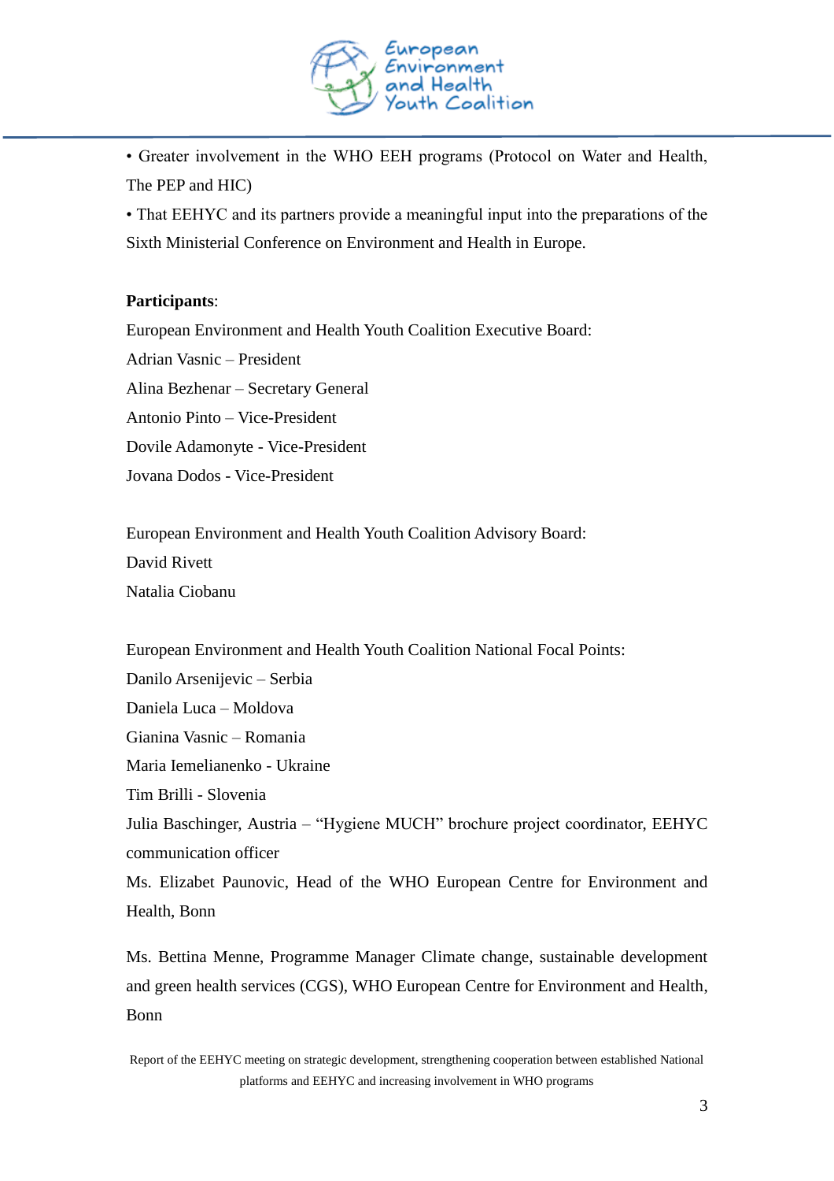• Greater involvement in the WHO EEH programs (Protocol on Water and Health, The PEP and HIC)

• That EEHYC and its partners provide a meaningful input into the preparations of the Sixth Ministerial Conference on Environment and Health in Europe.

**Participants**:

European Environment and Health Youth Coalition Executive Board:

Adrian Vasnic – President

Alina Bezhenar – Secretary General

Antonio Pinto – Vice-President

Dovile Adamonyte - Vice-President

Jovana Dodos - Vice-President

European Environment and Health Youth Coalition Advisory Board:

David Rivett

Natalia Ciobanu

European Environment and Health Youth Coalition National Focal Points:

Danilo Arsenijevic – Serbia

Daniela Luca – Moldova

Gianina Vasnic – Romania

Maria Iemelianenko - Ukraine

Tim Brilli - Slovenia

Julia Baschinger, Austria – "Hygiene MUCH" brochure project coordinator, EEHYC communication officer

Ms. Elizabet Paunovic, Head of the WHO European Centre for Environment and Health, Bonn

Ms. Bettina Menne, Programme Manager Climate change, sustainable development and green health services (CGS), WHO European Centre for Environment and Health, Bonn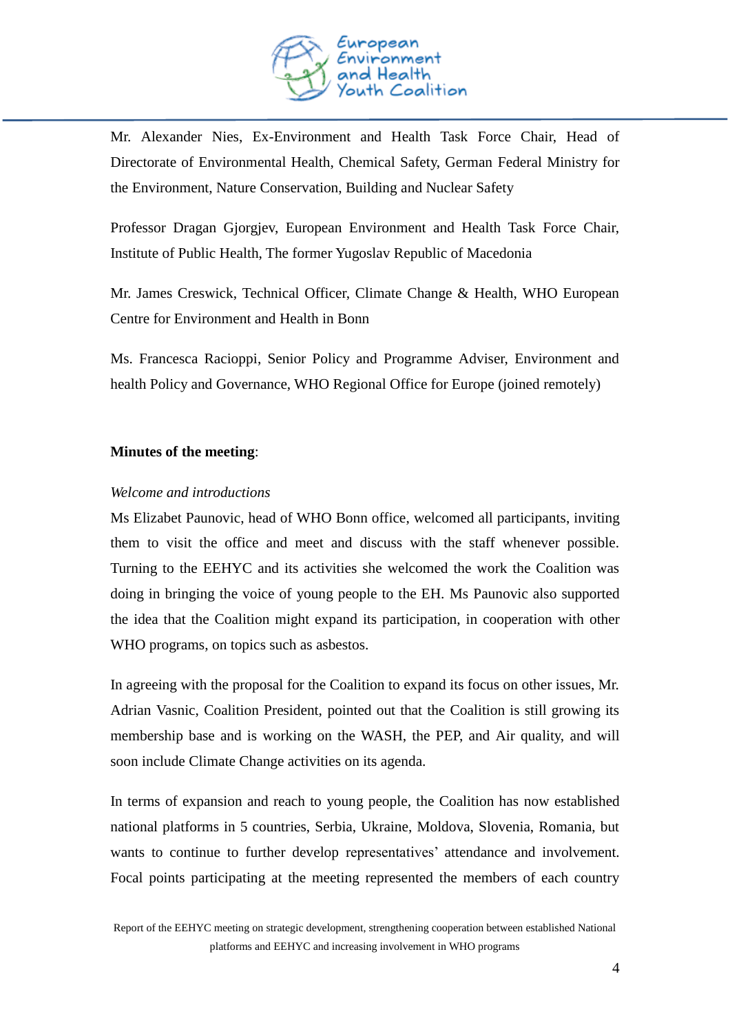Mr. Alexander Nies, Ex-Environment and Health Task Force Chair, Head of Directorate of Environmental Health, Chemical Safety, German Federal Ministry for the Environment, Nature Conservation, Building and Nuclear Safety

Professor Dragan Gjorgjev, European Environment and Health Task Force Chair, Institute of Public Health, The former Yugoslav Republic of Macedonia

Mr. James Creswick, Technical Officer, Climate Change & Health, WHO European Centre for Environment and Health in Bonn

Ms. Francesca Racioppi, Senior Policy and Programme Adviser, Environment and health Policy and Governance, WHO Regional Office for Europe (joined remotely)

**Minutes of the meeting**:

*Welcome and introductions*

Ms Elizabet Paunovic, head of WHO Bonn office, welcomed all participants, inviting them to visit the office and meet and discuss with the staff whenever possible. Turning to the EEHYC and its activities she welcomed the work the Coalition was doing in bringing the voice of young people to the EH. Ms Paunovic also supported the idea that the Coalition might expand its participation, in cooperation with other WHO programs, on topics such as asbestos.

In agreeing with the proposal for the Coalition to expand its focus on other issues, Mr. Adrian Vasnic, Coalition President, pointed out that the Coalition is still growing its membership base and is working on the WASH, the PEP, and Air quality, and will soon include Climate Change activities on its agenda.

In terms of expansion and reach to young people, the Coalition has now established national platforms in 5 countries, Serbia, Ukraine, Moldova, Slovenia, Romania, but wants to continue to further develop representatives' attendance and involvement. Focal points participating at the meeting represented the members of each country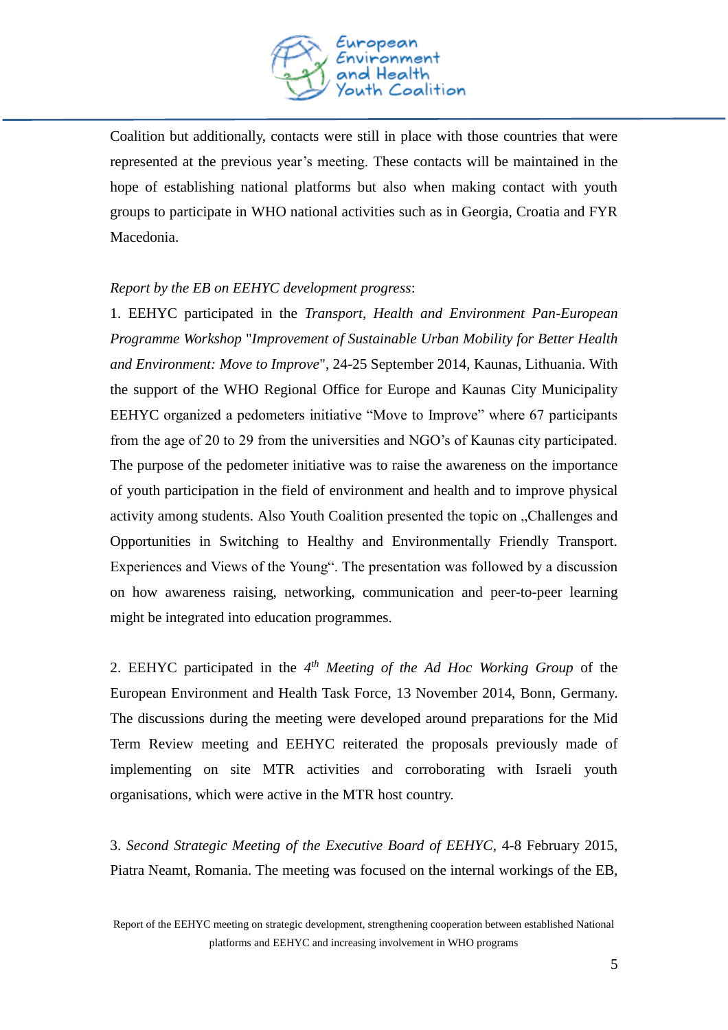Coalition but additionally, contacts were still in place with those countries that were represented at the previous year's meeting. These contacts will be maintained in the hope of establishing national platforms but also when making contact with youth groups to participate in WHO national activities such as in Georgia, Croatia and FYR Macedonia.

*Report by the EB on EEHYC development progress*:

1. EEHYC participated in the *Transport, Health and Environment Pan-European Programme Workshop* "*Improvement of Sustainable Urban Mobility for Better Health and Environment: Move to Improve*", 24-25 September 2014, Kaunas, Lithuania. With the support of the WHO Regional Office for Europe and Kaunas City Municipality EEHYC organized a pedometers initiative "Move to Improve" where 67 participants from the age of 20 to 29 from the universities and NGO's of Kaunas city participated. The purpose of the pedometer initiative was to raise the awareness on the importance of youth participation in the field of environment and health and to improve physical activity among students. Also Youth Coalition presented the topic on „Challenges and Opportunities in Switching to Healthy and Environmentally Friendly Transport. Experiences and Views of the Young". The presentation was followed by a discussion on how awareness raising, networking, communication and peer-to-peer learning might be integrated into education programmes.

2. EEHYC participated in the *4th Meeting of the Ad Hoc Working Group* of the European Environment and Health Task Force, 13 November 2014, Bonn, Germany. The discussions during the meeting were developed around preparations for the Mid Term Review meeting and EEHYC reiterated the proposals previously made of implementing on site MTR activities and corroborating with Israeli youth organisations, which were active in the MTR host country.

3. *Second Strategic Meeting of the Executive Board of EEHYC*, 4-8 February 2015, Piatra Neamt, Romania. The meeting was focused on the internal workings of the EB,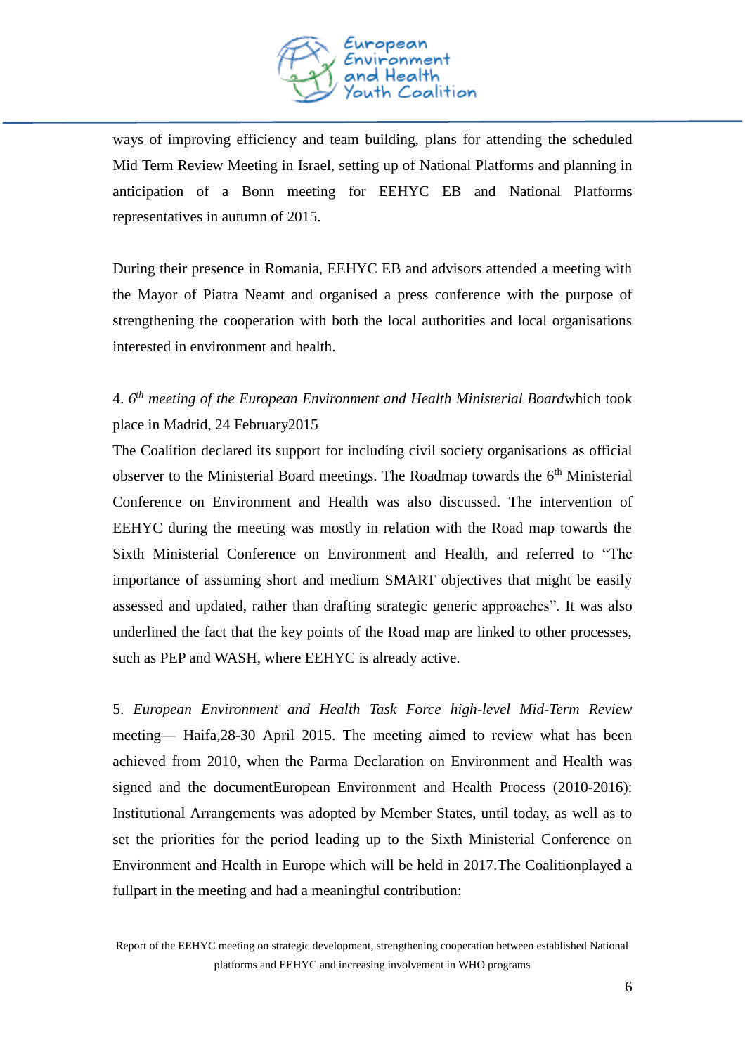ways of improving efficiency and team building, plans for attending the scheduled Mid Term Review Meeting in Israel, setting up of National Platforms and planning in anticipation of a Bonn meeting for EEHYC EB and National Platforms representatives in autumn of 2015.

During their presence in Romania, EEHYC EB and advisors attended a meeting with the Mayor of Piatra Neamt and organised a press conference with the purpose of strengthening the cooperation with both the local authorities and local organisations interested in environment and health.

4. *6th meeting of the European Environment and Health Ministerial Board*which took place in Madrid, 24 February2015

The Coalition declared its support for including civil society organisations as official observer to the Ministerial Board meetings. The Roadmap towards the 6th Ministerial Conference on Environment and Health was also discussed. The intervention of EEHYC during the meeting was mostly in relation with the Road map towards the Sixth Ministerial Conference on Environment and Health, and referred to "The importance of assuming short and medium SMART objectives that might be easily assessed and updated, rather than drafting strategic generic approaches". It was also underlined the fact that the key points of the Road map are linked to other processes, such as PEP and WASH, where EEHYC is already active.

5. *European Environment and Health Task Force high-level Mid-Term Review* meeting— Haifa,28-30 April 2015. The meeting aimed to review what has been achieved from 2010, when the Parma Declaration on Environment and Health was signed and the documentEuropean Environment and Health Process (2010-2016): Institutional Arrangements was adopted by Member States, until today, as well as to set the priorities for the period leading up to the Sixth Ministerial Conference on Environment and Health in Europe which will be held in 2017.The Coalitionplayed a fullpart in the meeting and had a meaningful contribution: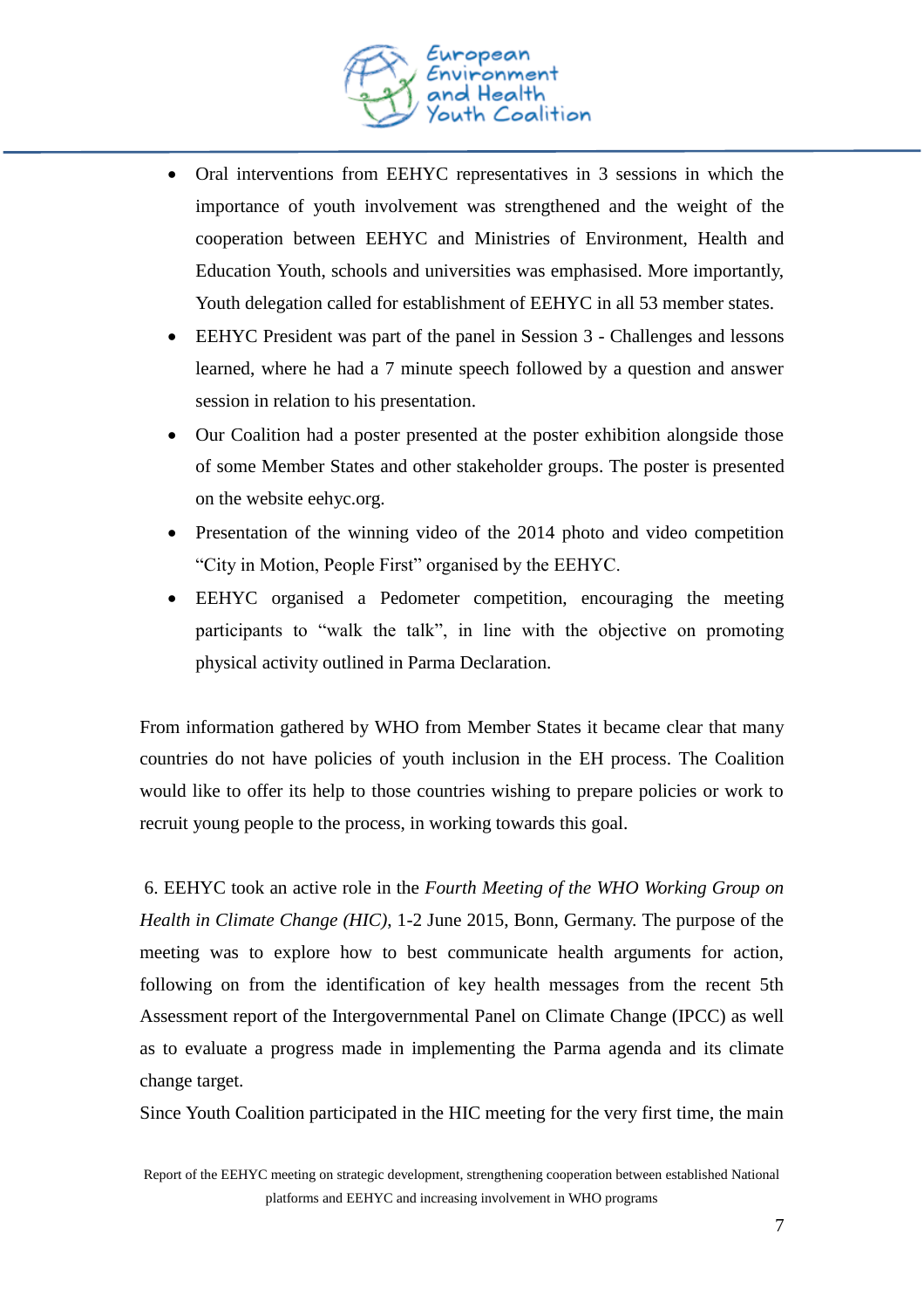- Oral interventions from EEHYC representatives in 3 sessions in which the importance of youth involvement was strengthened and the weight of the cooperation between EEHYC and Ministries of Environment, Health and Education Youth, schools and universities was emphasised. More importantly, Youth delegation called for establishment of EEHYC in all 53 member states.
- EEHYC President was part of the panel in Session 3 - Challenges and lessons learned, where he had a 7 minute speech followed by a question and answer session in relation to his presentation.
- Our Coalition had a poster presented at the poster exhibition alongside those of some Member States and other stakeholder groups. The poster is presented on the website eehyc.org.
- Presentation of the winning video of the 2014 photo and video competition "City in Motion, People First" organised by the EEHYC.
- EEHYC organised a Pedometer competition, encouraging the meeting participants to "walk the talk", in line with the objective on promoting physical activity outlined in Parma Declaration.

From information gathered by WHO from Member States it became clear that many countries do not have policies of youth inclusion in the EH process. The Coalition would like to offer its help to those countries wishing to prepare policies or work to recruit young people to the process, in working towards this goal.

6. EEHYC took an active role in the *Fourth Meeting of the WHO Working Group on Health in Climate Change (HIC)*, 1-2 June 2015, Bonn, Germany. The purpose of the meeting was to explore how to best communicate health arguments for action, following on from the identification of key health messages from the recent 5th Assessment report of the Intergovernmental Panel on Climate Change (IPCC) as well as to evaluate a progress made in implementing the Parma agenda and its climate change target.

Since Youth Coalition participated in the HIC meeting for the very first time, the main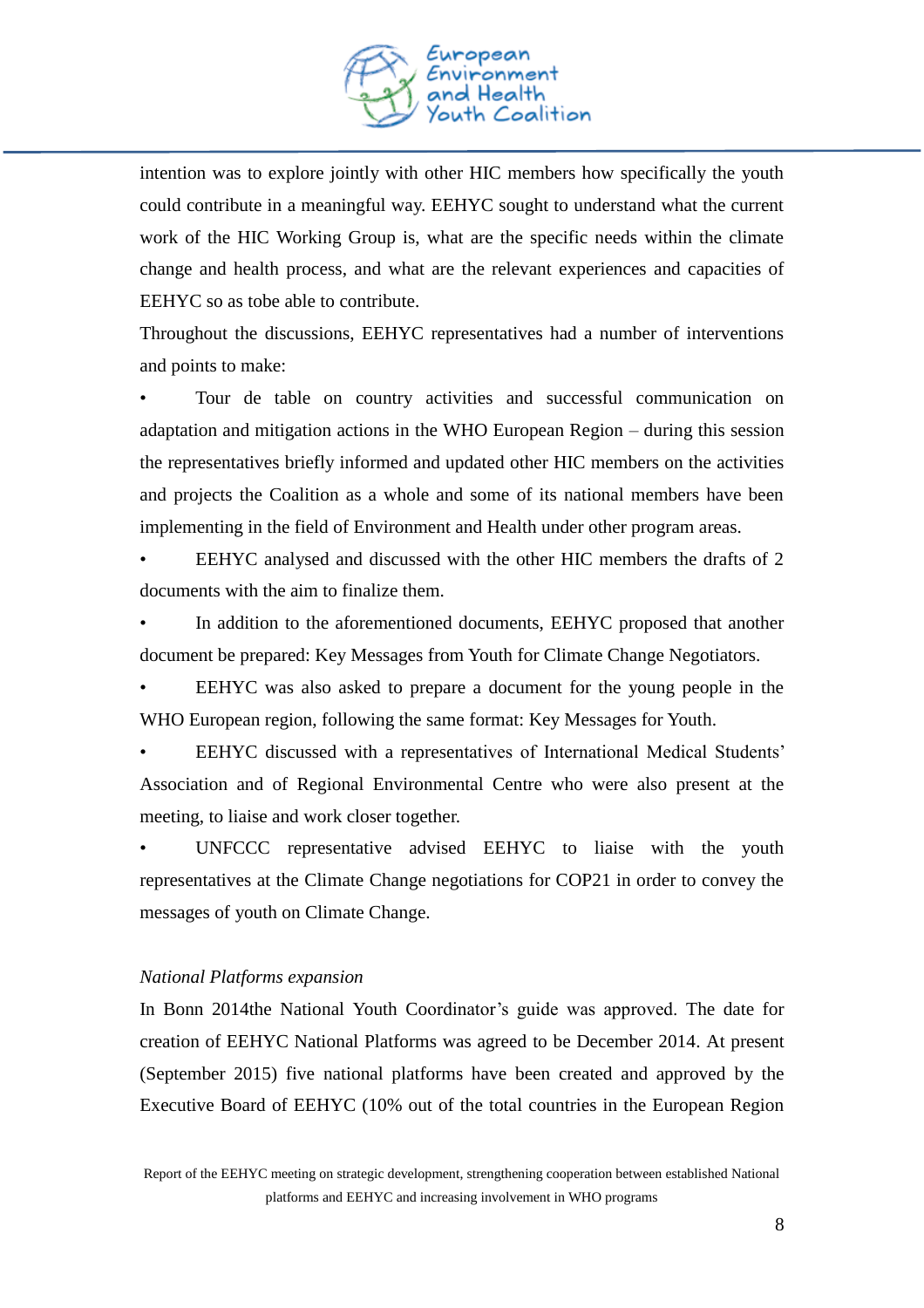intention was to explore jointly with other HIC members how specifically the youth could contribute in a meaningful way. EEHYC sought to understand what the current work of the HIC Working Group is, what are the specific needs within the climate change and health process, and what are the relevant experiences and capacities of EEHYC so as tobe able to contribute.

Throughout the discussions, EEHYC representatives had a number of interventions and points to make:

- Tour de table on country activities and successful communication on adaptation and mitigation actions in the WHO European Region – during this session the representatives briefly informed and updated other HIC members on the activities and projects the Coalition as a whole and some of its national members have been implementing in the field of Environment and Health under other program areas.
- EEHYC analysed and discussed with the other HIC members the drafts of 2 documents with the aim to finalize them.
- In addition to the aforementioned documents, EEHYC proposed that another document be prepared: Key Messages from Youth for Climate Change Negotiators.
- EEHYC was also asked to prepare a document for the young people in the WHO European region, following the same format: Key Messages for Youth.
- EEHYC discussed with a representatives of International Medical Students' Association and of Regional Environmental Centre who were also present at the meeting, to liaise and work closer together.
- UNFCCC representative advised EEHYC to liaise with the youth representatives at the Climate Change negotiations for COP21 in order to convey the messages of youth on Climate Change.

*National Platforms expansion*

In Bonn 2014the National Youth Coordinator's guide was approved. The date for creation of EEHYC National Platforms was agreed to be December 2014. At present (September 2015) five national platforms have been created and approved by the Executive Board of EEHYC (10% out of the total countries in the European Region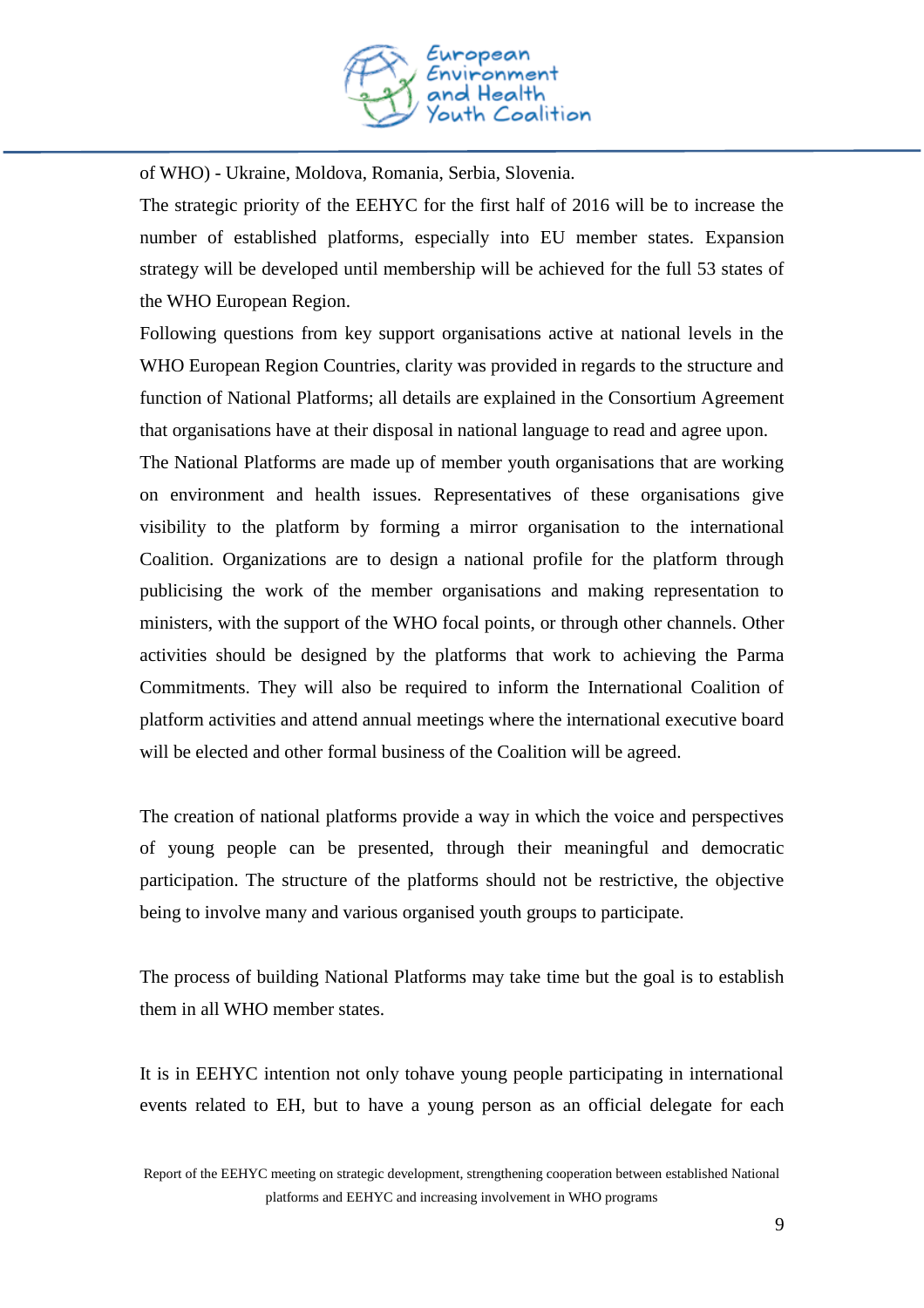of WHO) - Ukraine, Moldova, Romania, Serbia, Slovenia.

The strategic priority of the EEHYC for the first half of 2016 will be to increase the number of established platforms, especially into EU member states. Expansion strategy will be developed until membership will be achieved for the full 53 states of the WHO European Region.

Following questions from key support organisations active at national levels in the WHO European Region Countries, clarity was provided in regards to the structure and function of National Platforms; all details are explained in the Consortium Agreement that organisations have at their disposal in national language to read and agree upon.

The National Platforms are made up of member youth organisations that are working on environment and health issues. Representatives of these organisations give visibility to the platform by forming a mirror organisation to the international Coalition. Organizations are to design a national profile for the platform through publicising the work of the member organisations and making representation to ministers, with the support of the WHO focal points, or through other channels. Other activities should be designed by the platforms that work to achieving the Parma Commitments. They will also be required to inform the International Coalition of platform activities and attend annual meetings where the international executive board will be elected and other formal business of the Coalition will be agreed.

The creation of national platforms provide a way in which the voice and perspectives of young people can be presented, through their meaningful and democratic participation. The structure of the platforms should not be restrictive, the objective being to involve many and various organised youth groups to participate.

The process of building National Platforms may take time but the goal is to establish them in all WHO member states.

It is in EEHYC intention not only tohave young people participating in international events related to EH, but to have a young person as an official delegate for each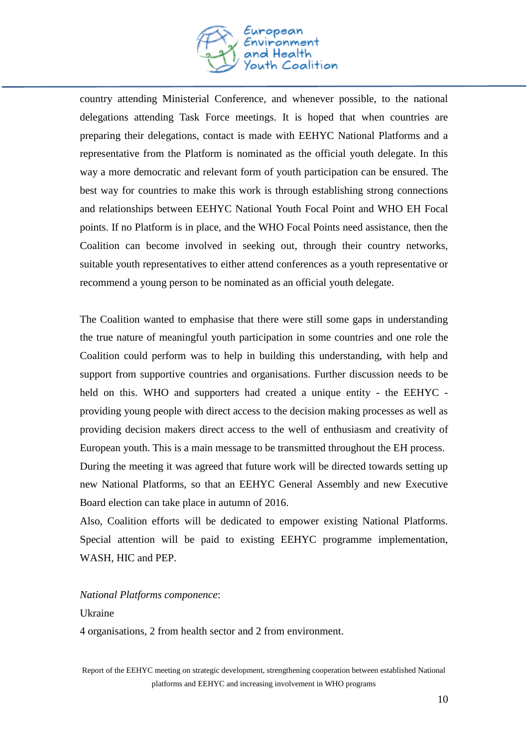country attending Ministerial Conference, and whenever possible, to the national delegations attending Task Force meetings. It is hoped that when countries are preparing their delegations, contact is made with EEHYC National Platforms and a representative from the Platform is nominated as the official youth delegate. In this way a more democratic and relevant form of youth participation can be ensured. The best way for countries to make this work is through establishing strong connections and relationships between EEHYC National Youth Focal Point and WHO EH Focal points. If no Platform is in place, and the WHO Focal Points need assistance, then the Coalition can become involved in seeking out, through their country networks, suitable youth representatives to either attend conferences as a youth representative or recommend a young person to be nominated as an official youth delegate.

The Coalition wanted to emphasise that there were still some gaps in understanding the true nature of meaningful youth participation in some countries and one role the Coalition could perform was to help in building this understanding, with help and support from supportive countries and organisations. Further discussion needs to be held on this. WHO and supporters had created a unique entity - the EEHYC - providing young people with direct access to the decision making processes as well as providing decision makers direct access to the well of enthusiasm and creativity of European youth. This is a main message to be transmitted throughout the EH process.
During the meeting it was agreed that future work will be directed towards setting up new National Platforms, so that an EEHYC General Assembly and new Executive Board election can take place in autumn of 2016.
Also, Coalition efforts will be dedicated to empower existing National Platforms. Special attention will be paid to existing EEHYC programme implementation, WASH, HIC and PEP.

*National Platforms componence*:
Ukraine
4 organisations, 2 from health sector and 2 from environment.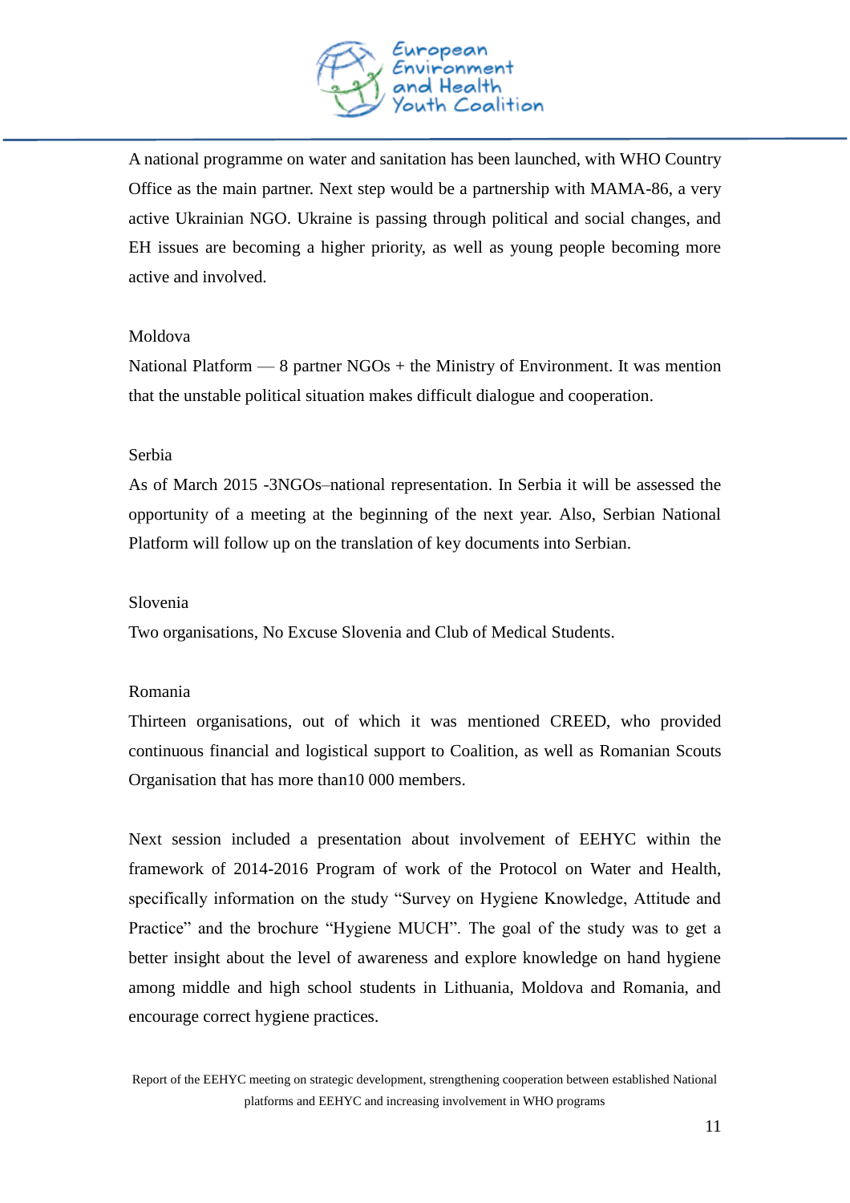A national programme on water and sanitation has been launched, with WHO Country Office as the main partner. Next step would be a partnership with MAMA-86, a very active Ukrainian NGO. Ukraine is passing through political and social changes, and EH issues are becoming a higher priority, as well as young people becoming more active and involved.

Moldova

National Platform — 8 partner NGOs + the Ministry of Environment. It was mention that the unstable political situation makes difficult dialogue and cooperation.

Serbia

As of March 2015 -3NGOs–national representation. In Serbia it will be assessed the opportunity of a meeting at the beginning of the next year. Also, Serbian National Platform will follow up on the translation of key documents into Serbian.

Slovenia

Two organisations, No Excuse Slovenia and Club of Medical Students.

Romania

Thirteen organisations, out of which it was mentioned CREED, who provided continuous financial and logistical support to Coalition, as well as Romanian Scouts Organisation that has more than10 000 members.

Next session included a presentation about involvement of EEHYC within the framework of 2014-2016 Program of work of the Protocol on Water and Health, specifically information on the study "Survey on Hygiene Knowledge, Attitude and Practice" and the brochure "Hygiene MUCH". The goal of the study was to get a better insight about the level of awareness and explore knowledge on hand hygiene among middle and high school students in Lithuania, Moldova and Romania, and encourage correct hygiene practices.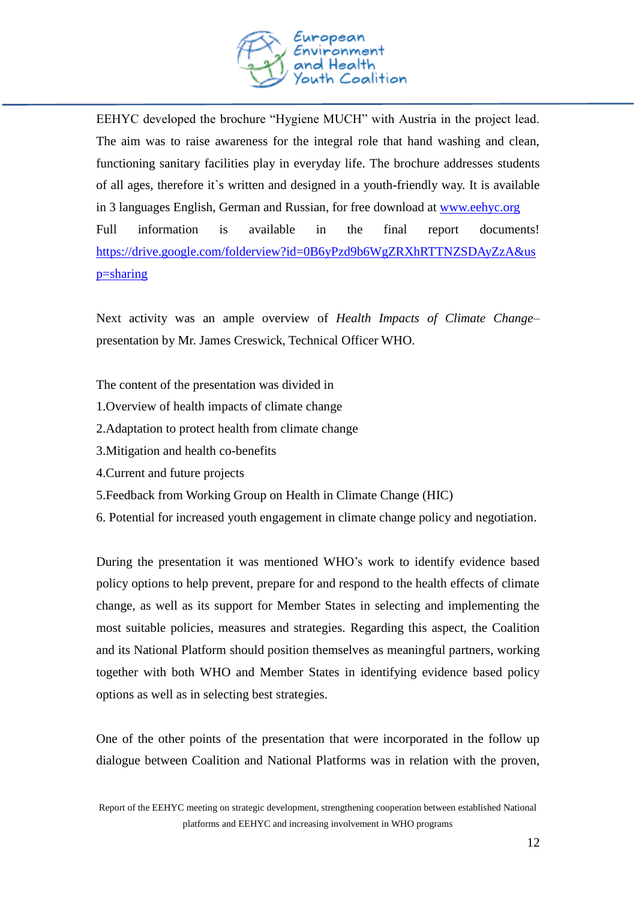EEHYC developed the brochure “Hygiene MUCH” with Austria in the project lead. The aim was to raise awareness for the integral role that hand washing and clean, functioning sanitary facilities play in everyday life. The brochure addresses students of all ages, therefore it`s written and designed in a youth-friendly way. It is available in 3 languages English, German and Russian, for free download at www.eehyc.org

Full information is available in the final report documents! https://drive.google.com/folderview?id=0B6yPzd9b6WgZRXhRTTNZSDAyZzA&usp=sharing

Next activity was an ample overview of *Health Impacts of Climate Change*– presentation by Mr. James Creswick, Technical Officer WHO.

The content of the presentation was divided in

1.Overview of health impacts of climate change

2.Adaptation to protect health from climate change

3.Mitigation and health co-benefits

4.Current and future projects

5.Feedback from Working Group on Health in Climate Change (HIC)

6. Potential for increased youth engagement in climate change policy and negotiation.

During the presentation it was mentioned WHO’s work to identify evidence based policy options to help prevent, prepare for and respond to the health effects of climate change, as well as its support for Member States in selecting and implementing the most suitable policies, measures and strategies. Regarding this aspect, the Coalition and its National Platform should position themselves as meaningful partners, working together with both WHO and Member States in identifying evidence based policy options as well as in selecting best strategies.

One of the other points of the presentation that were incorporated in the follow up dialogue between Coalition and National Platforms was in relation with the proven,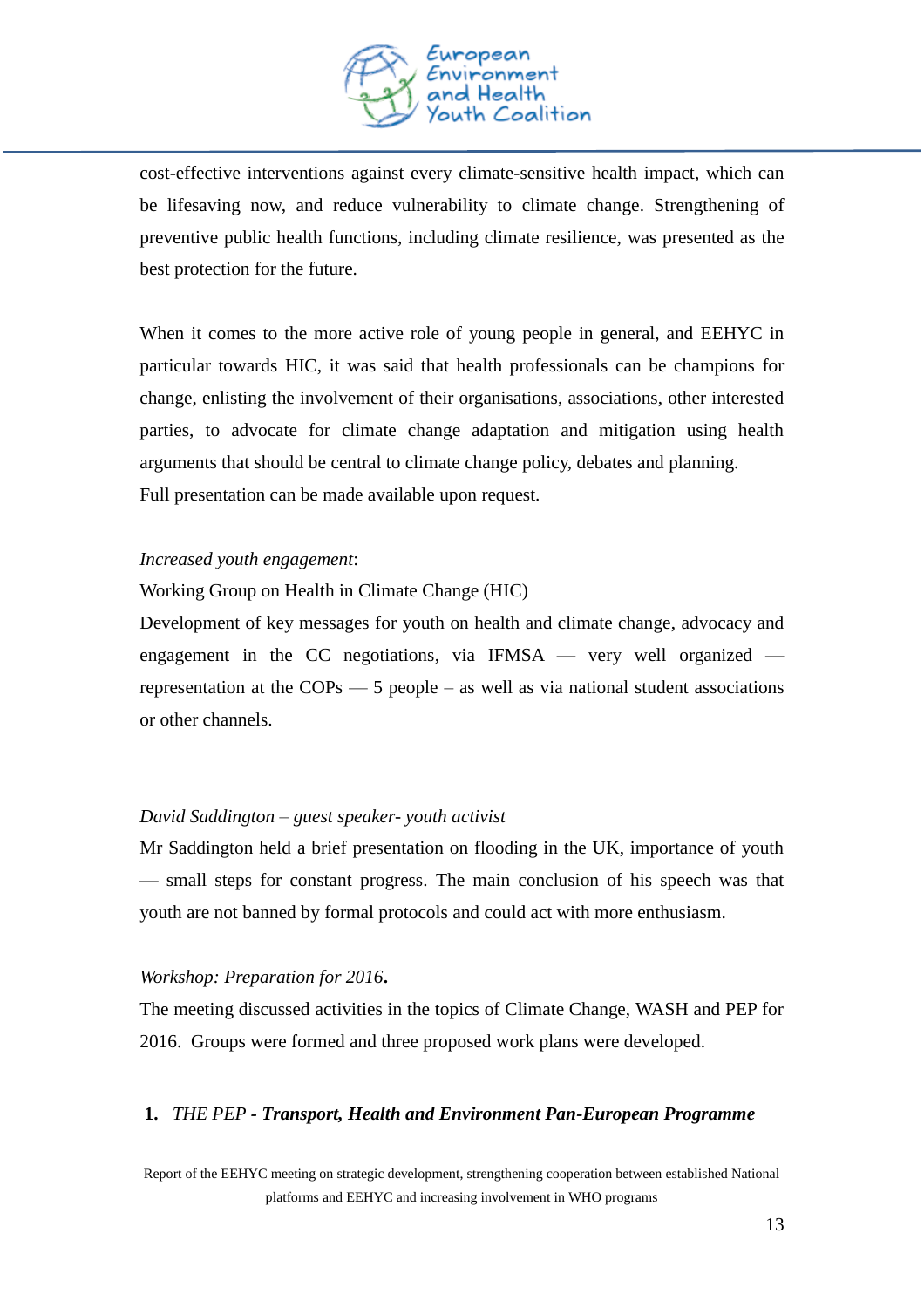cost-effective interventions against every climate-sensitive health impact, which can be lifesaving now, and reduce vulnerability to climate change. Strengthening of preventive public health functions, including climate resilience, was presented as the best protection for the future.

When it comes to the more active role of young people in general, and EEHYC in particular towards HIC, it was said that health professionals can be champions for change, enlisting the involvement of their organisations, associations, other interested parties, to advocate for climate change adaptation and mitigation using health arguments that should be central to climate change policy, debates and planning.
Full presentation can be made available upon request.

*Increased youth engagement*:
Working Group on Health in Climate Change (HIC)
Development of key messages for youth on health and climate change, advocacy and engagement in the CC negotiations, via IFMSA — very well organized — representation at the COPs — 5 people – as well as via national student associations or other channels.

*David Saddington – guest speaker- youth activist*
Mr Saddington held a brief presentation on flooding in the UK, importance of youth — small steps for constant progress. The main conclusion of his speech was that youth are not banned by formal protocols and could act with more enthusiasm.

*Workshop: Preparation for 2016***.**
The meeting discussed activities in the topics of Climate Change, WASH and PEP for 2016. Groups were formed and three proposed work plans were developed.

1. *THE PEP -* ***Transport, Health and Environment Pan-European Programme***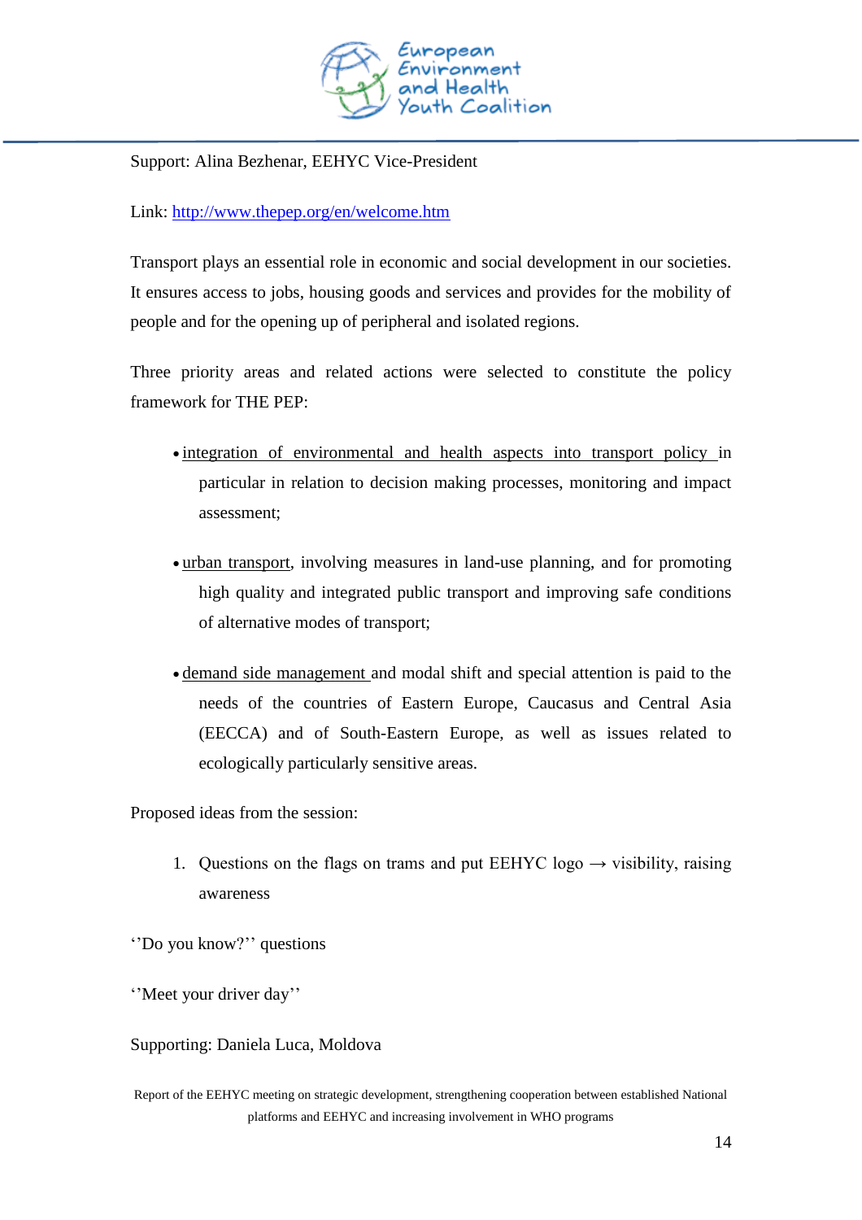Support: Alina Bezhenar, EEHYC Vice-President

Link: http://www.thepep.org/en/welcome.htm

Transport plays an essential role in economic and social development in our societies. It ensures access to jobs, housing goods and services and provides for the mobility of people and for the opening up of peripheral and isolated regions.

Three priority areas and related actions were selected to constitute the policy framework for THE PEP:

- integration of environmental and health aspects into transport policy in particular in relation to decision making processes, monitoring and impact assessment;
- urban transport, involving measures in land-use planning, and for promoting high quality and integrated public transport and improving safe conditions of alternative modes of transport;
- demand side management and modal shift and special attention is paid to the needs of the countries of Eastern Europe, Caucasus and Central Asia (EECCA) and of South-Eastern Europe, as well as issues related to ecologically particularly sensitive areas.

Proposed ideas from the session:

1. Questions on the flags on trams and put EEHYC logo → visibility, raising awareness

''Do you know?'' questions

''Meet your driver day''

Supporting: Daniela Luca, Moldova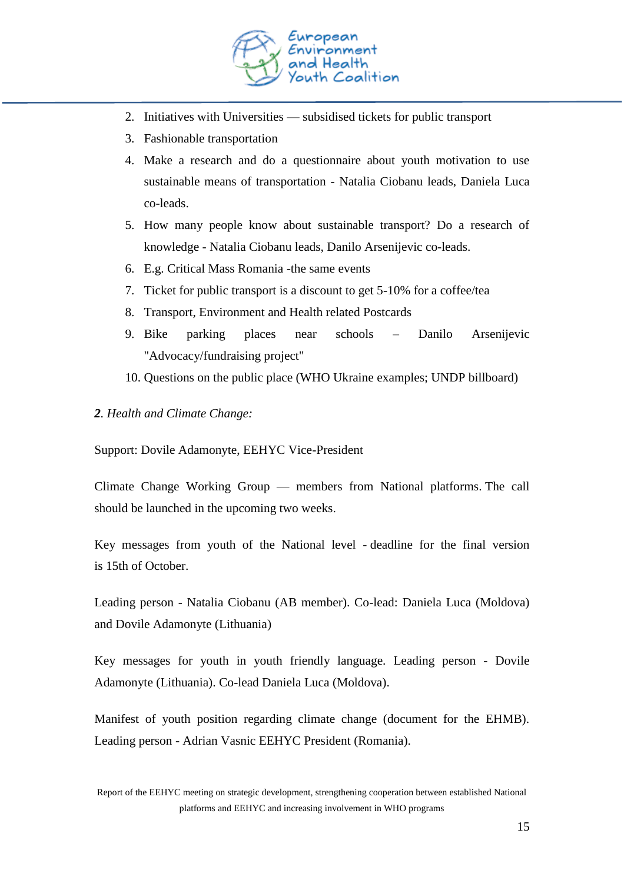2. Initiatives with Universities — subsidised tickets for public transport
3. Fashionable transportation
4. Make a research and do a questionnaire about youth motivation to use sustainable means of transportation - Natalia Ciobanu leads, Daniela Luca co-leads.
5. How many people know about sustainable transport? Do a research of knowledge - Natalia Ciobanu leads, Danilo Arsenijevic co-leads.
6. E.g. Critical Mass Romania -the same events
7. Ticket for public transport is a discount to get 5-10% for a coffee/tea
8. Transport, Environment and Health related Postcards
9. Bike parking places near schools – Danilo Arsenijevic "Advocacy/fundraising project"
10. Questions on the public place (WHO Ukraine examples; UNDP billboard)

***2****. Health and Climate Change:*

Support: Dovile Adamonyte, EEHYC Vice-President

Climate Change Working Group — members from National platforms. The call should be launched in the upcoming two weeks.

Key messages from youth of the National level - deadline for the final version is 15th of October.

Leading person - Natalia Ciobanu (AB member). Co-lead: Daniela Luca (Moldova) and Dovile Adamonyte (Lithuania)

Key messages for youth in youth friendly language. Leading person - Dovile Adamonyte (Lithuania). Co-lead Daniela Luca (Moldova).

Manifest of youth position regarding climate change (document for the EHMB). Leading person - Adrian Vasnic EEHYC President (Romania).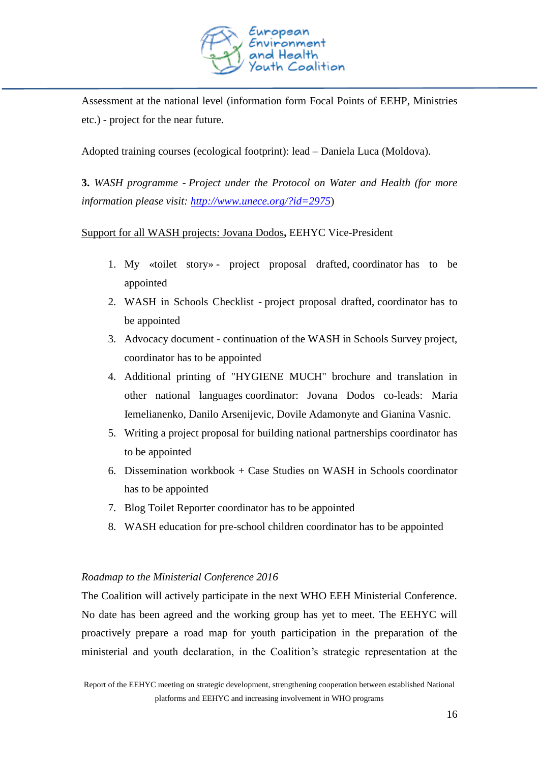Assessment at the national level (information form Focal Points of EEHP, Ministries etc.) - project for the near future.

Adopted training courses (ecological footprint): lead – Daniela Luca (Moldova).

**3.** *WASH programme - Project under the Protocol on Water and Health (for more information please visit: [http://www.unece.org/?id=2975](http://www.unece.org/?id=2975))*

<u>Support for all WASH projects: Jovana Dodos</u>**,** EEHYC Vice-President

1. My «toilet story» - project proposal drafted, coordinator has to be appointed
2. WASH in Schools Checklist - project proposal drafted, coordinator has to be appointed
3. Advocacy document - continuation of the WASH in Schools Survey project, coordinator has to be appointed
4. Additional printing of "HYGIENE MUCH" brochure and translation in other national languages coordinator: Jovana Dodos co-leads: Maria Iemelianenko, Danilo Arsenijevic, Dovile Adamonyte and Gianina Vasnic.
5. Writing a project proposal for building national partnerships coordinator has to be appointed
6. Dissemination workbook + Case Studies on WASH in Schools coordinator has to be appointed
7. Blog Toilet Reporter coordinator has to be appointed
8. WASH education for pre-school children coordinator has to be appointed

*Roadmap to the Ministerial Conference 2016*

The Coalition will actively participate in the next WHO EEH Ministerial Conference. No date has been agreed and the working group has yet to meet. The EEHYC will proactively prepare a road map for youth participation in the preparation of the ministerial and youth declaration, in the Coalition's strategic representation at the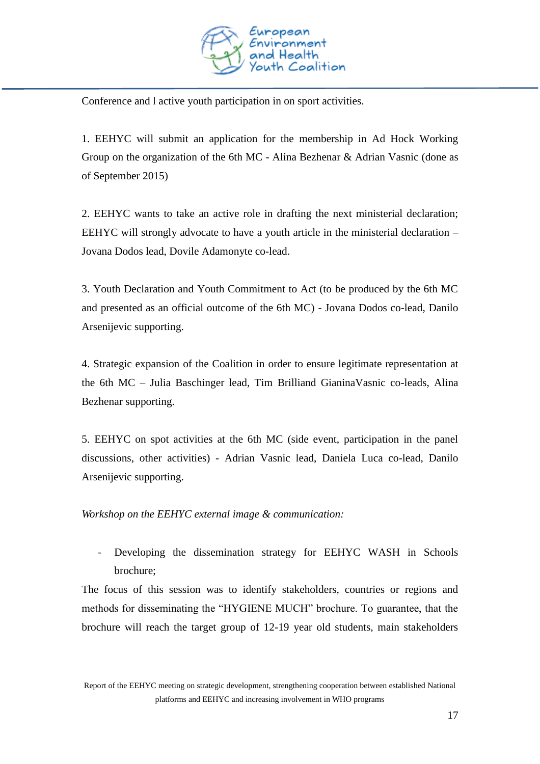Conference and l active youth participation in on sport activities.

1. EEHYC will submit an application for the membership in Ad Hock Working Group on the organization of the 6th MC - Alina Bezhenar & Adrian Vasnic (done as of September 2015)

2. EEHYC wants to take an active role in drafting the next ministerial declaration; EEHYC will strongly advocate to have a youth article in the ministerial declaration – Jovana Dodos lead, Dovile Adamonyte co-lead.

3. Youth Declaration and Youth Commitment to Act (to be produced by the 6th MC and presented as an official outcome of the 6th MC) - Jovana Dodos co-lead, Danilo Arsenijevic supporting.

4. Strategic expansion of the Coalition in order to ensure legitimate representation at the 6th MC – Julia Baschinger lead, Tim Brilliand GianinaVasnic co-leads, Alina Bezhenar supporting.

5. EEHYC on spot activities at the 6th MC (side event, participation in the panel discussions, other activities) - Adrian Vasnic lead, Daniela Luca co-lead, Danilo Arsenijevic supporting.

*Workshop on the EEHYC external image & communication:*

- Developing the dissemination strategy for EEHYC WASH in Schools brochure;

The focus of this session was to identify stakeholders, countries or regions and methods for disseminating the "HYGIENE MUCH" brochure. To guarantee, that the brochure will reach the target group of 12-19 year old students, main stakeholders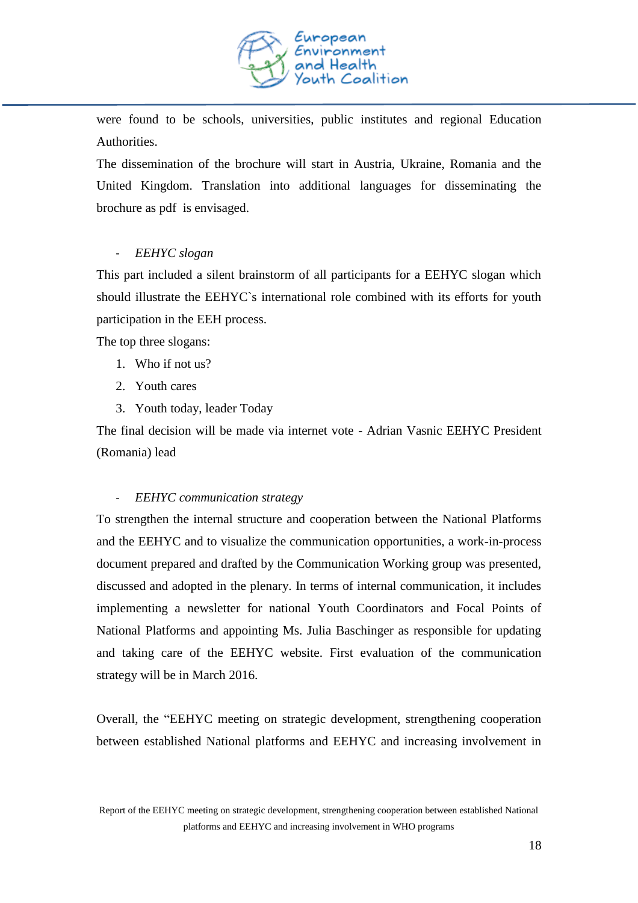were found to be schools, universities, public institutes and regional Education Authorities.

The dissemination of the brochure will start in Austria, Ukraine, Romania and the United Kingdom. Translation into additional languages for disseminating the brochure as pdf is envisaged.

- *EEHYC slogan*

This part included a silent brainstorm of all participants for a EEHYC slogan which should illustrate the EEHYC`s international role combined with its efforts for youth participation in the EEH process.

The top three slogans:

1. Who if not us?
2. Youth cares
3. Youth today, leader Today

The final decision will be made via internet vote - Adrian Vasnic EEHYC President (Romania) lead

- *EEHYC communication strategy*

To strengthen the internal structure and cooperation between the National Platforms and the EEHYC and to visualize the communication opportunities, a work-in-process document prepared and drafted by the Communication Working group was presented, discussed and adopted in the plenary. In terms of internal communication, it includes implementing a newsletter for national Youth Coordinators and Focal Points of National Platforms and appointing Ms. Julia Baschinger as responsible for updating and taking care of the EEHYC website. First evaluation of the communication strategy will be in March 2016.

Overall, the "EEHYC meeting on strategic development, strengthening cooperation between established National platforms and EEHYC and increasing involvement in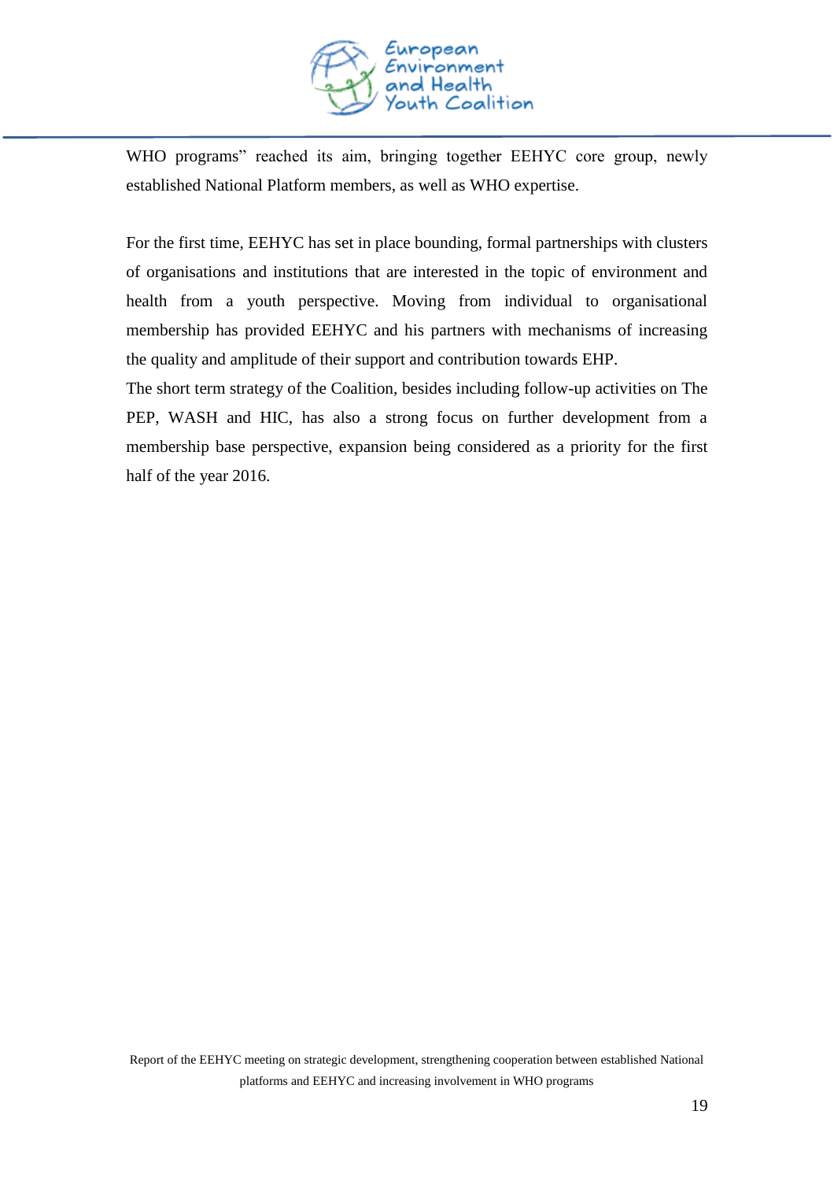WHO programs" reached its aim, bringing together EEHYC core group, newly established National Platform members, as well as WHO expertise.

For the first time, EEHYC has set in place bounding, formal partnerships with clusters of organisations and institutions that are interested in the topic of environment and health from a youth perspective. Moving from individual to organisational membership has provided EEHYC and his partners with mechanisms of increasing the quality and amplitude of their support and contribution towards EHP.

The short term strategy of the Coalition, besides including follow-up activities on The PEP, WASH and HIC, has also a strong focus on further development from a membership base perspective, expansion being considered as a priority for the first half of the year 2016.